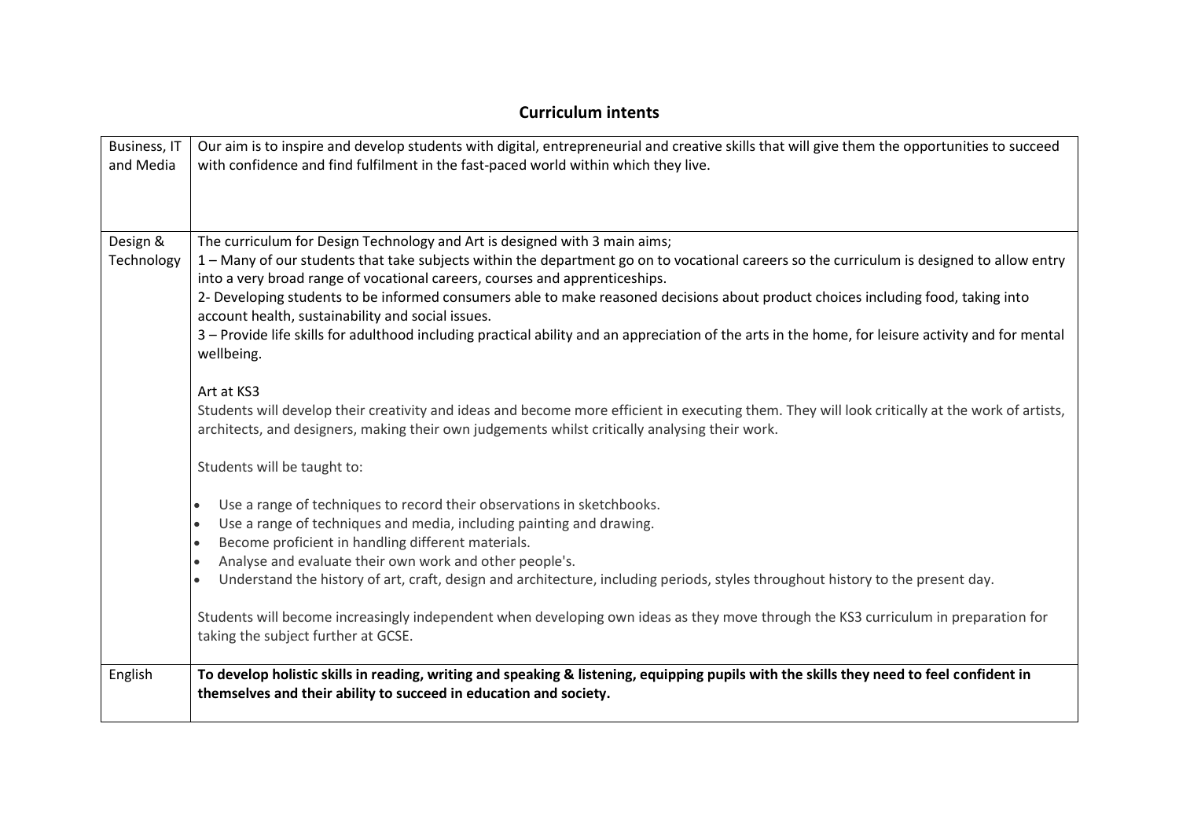# Curriculum intents

| | |
|---|---|
| Business, IT and Media | Our aim is to inspire and develop students with digital, entrepreneurial and creative skills that will give them the opportunities to succeed with confidence and find fulfilment in the fast-paced world within which they live. |
| Design & Technology | The curriculum for Design Technology and Art is designed with 3 main aims;<br>1 – Many of our students that take subjects within the department go on to vocational careers so the curriculum is designed to allow entry into a very broad range of vocational careers, courses and apprenticeships.<br>2- Developing students to be informed consumers able to make reasoned decisions about product choices including food, taking into account health, sustainability and social issues.<br>3 – Provide life skills for adulthood including practical ability and an appreciation of the arts in the home, for leisure activity and for mental wellbeing.<br><br>Art at KS3<br>Students will develop their creativity and ideas and become more efficient in executing them. They will look critically at the work of artists, architects, and designers, making their own judgements whilst critically analysing their work.<br><br>Students will be taught to:<br><br>• Use a range of techniques to record their observations in sketchbooks.<br>• Use a range of techniques and media, including painting and drawing.<br>• Become proficient in handling different materials.<br>• Analyse and evaluate their own work and other people's.<br>• Understand the history of art, craft, design and architecture, including periods, styles throughout history to the present day.<br><br>Students will become increasingly independent when developing own ideas as they move through the KS3 curriculum in preparation for taking the subject further at GCSE. |
| English | **To develop holistic skills in reading, writing and speaking & listening, equipping pupils with the skills they need to feel confident in themselves and their ability to succeed in education and society.** |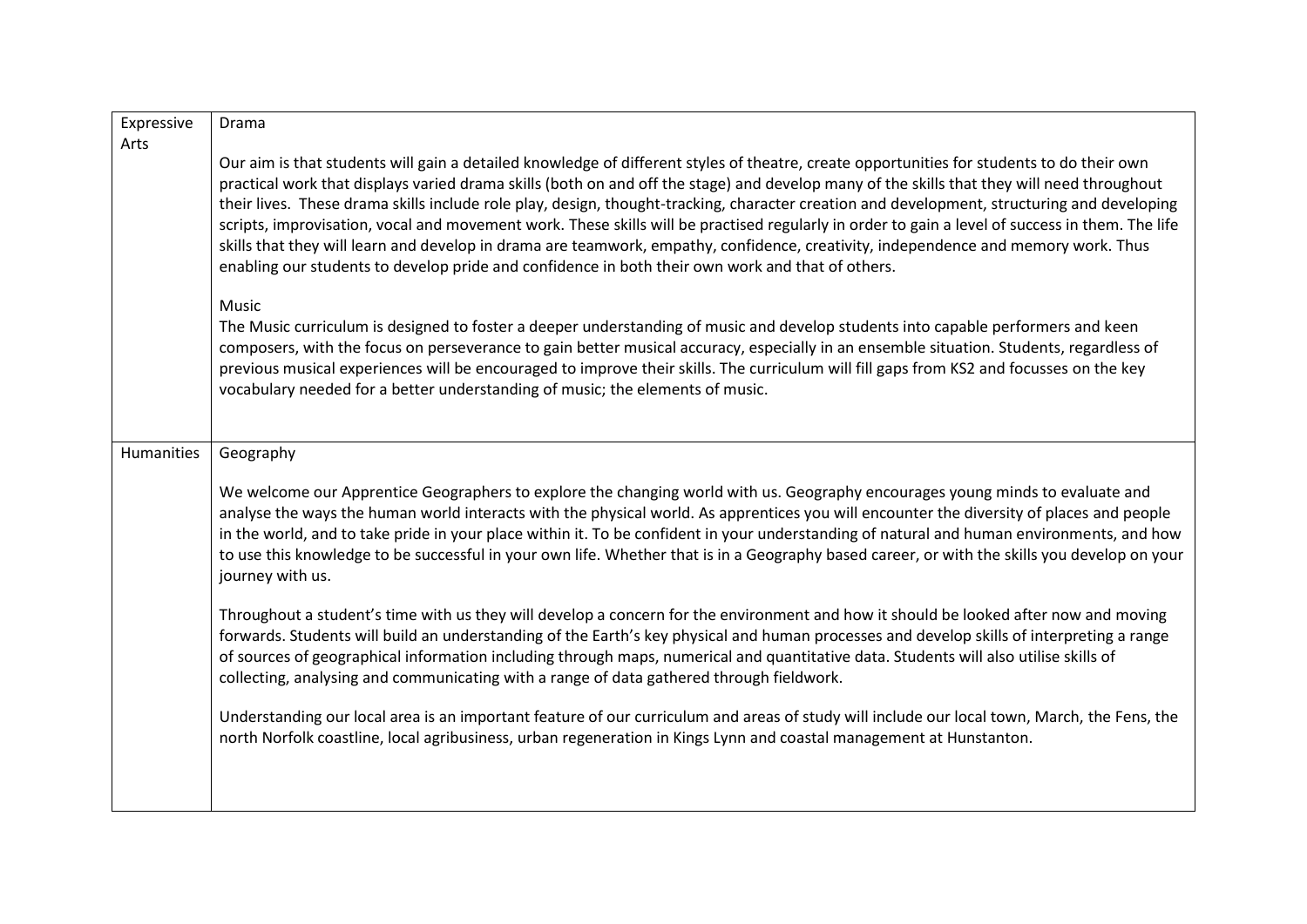| Expressive Arts | Drama<br><br>Our aim is that students will gain a detailed knowledge of different styles of theatre, create opportunities for students to do their own practical work that displays varied drama skills (both on and off the stage) and develop many of the skills that they will need throughout their lives. These drama skills include role play, design, thought-tracking, character creation and development, structuring and developing scripts, improvisation, vocal and movement work. These skills will be practised regularly in order to gain a level of success in them. The life skills that they will learn and develop in drama are teamwork, empathy, confidence, creativity, independence and memory work. Thus enabling our students to develop pride and confidence in both their own work and that of others.<br><br>Music<br>The Music curriculum is designed to foster a deeper understanding of music and develop students into capable performers and keen composers, with the focus on perseverance to gain better musical accuracy, especially in an ensemble situation. Students, regardless of previous musical experiences will be encouraged to improve their skills. The curriculum will fill gaps from KS2 and focusses on the key vocabulary needed for a better understanding of music; the elements of music. |
|---|---|
| Humanities | Geography<br><br>We welcome our Apprentice Geographers to explore the changing world with us. Geography encourages young minds to evaluate and analyse the ways the human world interacts with the physical world. As apprentices you will encounter the diversity of places and people in the world, and to take pride in your place within it. To be confident in your understanding of natural and human environments, and how to use this knowledge to be successful in your own life. Whether that is in a Geography based career, or with the skills you develop on your journey with us.<br><br>Throughout a student's time with us they will develop a concern for the environment and how it should be looked after now and moving forwards. Students will build an understanding of the Earth's key physical and human processes and develop skills of interpreting a range of sources of geographical information including through maps, numerical and quantitative data. Students will also utilise skills of collecting, analysing and communicating with a range of data gathered through fieldwork.<br><br>Understanding our local area is an important feature of our curriculum and areas of study will include our local town, March, the Fens, the north Norfolk coastline, local agribusiness, urban regeneration in Kings Lynn and coastal management at Hunstanton. |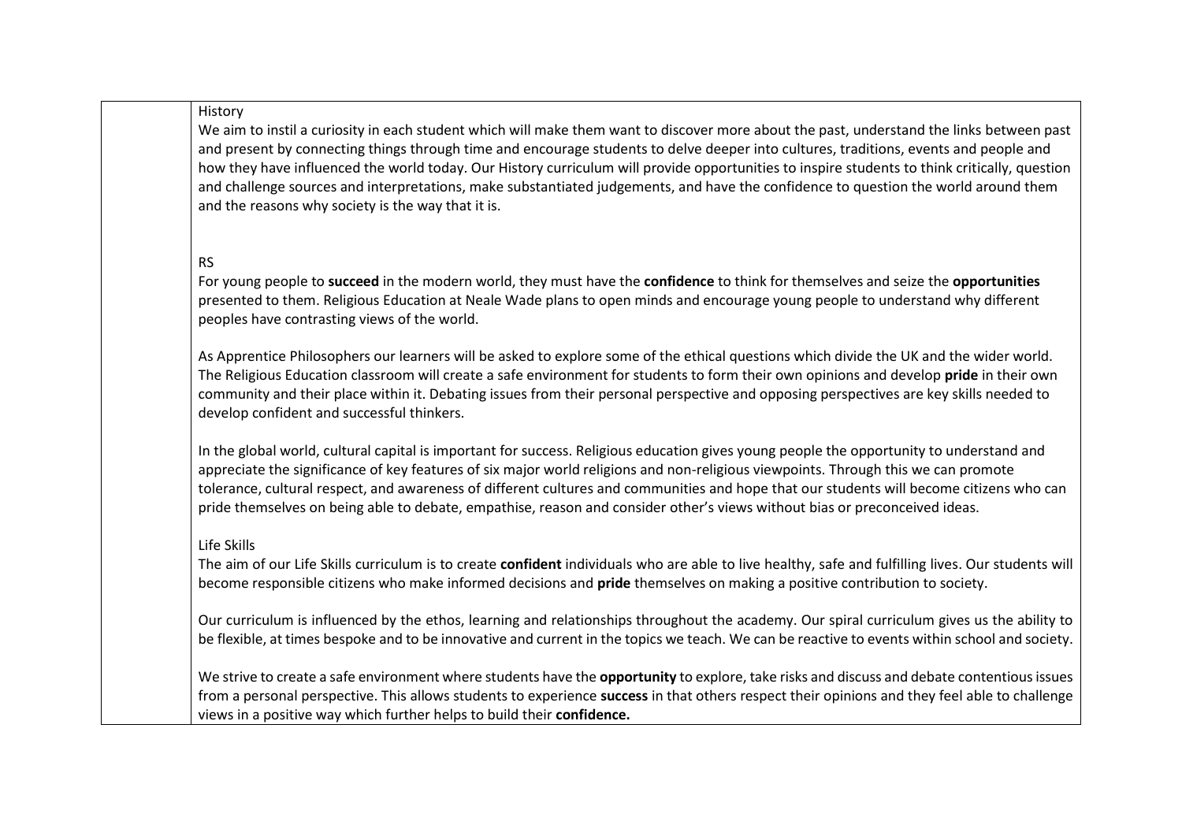| | |
|---|---|
| | History<br>We aim to instil a curiosity in each student which will make them want to discover more about the past, understand the links between past and present by connecting things through time and encourage students to delve deeper into cultures, traditions, events and people and how they have influenced the world today. Our History curriculum will provide opportunities to inspire students to think critically, question and challenge sources and interpretations, make substantiated judgements, and have the confidence to question the world around them and the reasons why society is the way that it is.<br><br>RS<br>For young people to **succeed** in the modern world, they must have the **confidence** to think for themselves and seize the **opportunities** presented to them. Religious Education at Neale Wade plans to open minds and encourage young people to understand why different peoples have contrasting views of the world.<br><br>As Apprentice Philosophers our learners will be asked to explore some of the ethical questions which divide the UK and the wider world. The Religious Education classroom will create a safe environment for students to form their own opinions and develop **pride** in their own community and their place within it. Debating issues from their personal perspective and opposing perspectives are key skills needed to develop confident and successful thinkers.<br><br>In the global world, cultural capital is important for success. Religious education gives young people the opportunity to understand and appreciate the significance of key features of six major world religions and non-religious viewpoints. Through this we can promote tolerance, cultural respect, and awareness of different cultures and communities and hope that our students will become citizens who can pride themselves on being able to debate, empathise, reason and consider other's views without bias or preconceived ideas.<br><br>Life Skills<br>The aim of our Life Skills curriculum is to create **confident** individuals who are able to live healthy, safe and fulfilling lives. Our students will become responsible citizens who make informed decisions and **pride** themselves on making a positive contribution to society.<br><br>Our curriculum is influenced by the ethos, learning and relationships throughout the academy. Our spiral curriculum gives us the ability to be flexible, at times bespoke and to be innovative and current in the topics we teach. We can be reactive to events within school and society.<br><br>We strive to create a safe environment where students have the **opportunity** to explore, take risks and discuss and debate contentious issues from a personal perspective. This allows students to experience **success** in that others respect their opinions and they feel able to challenge views in a positive way which further helps to build their **confidence.** |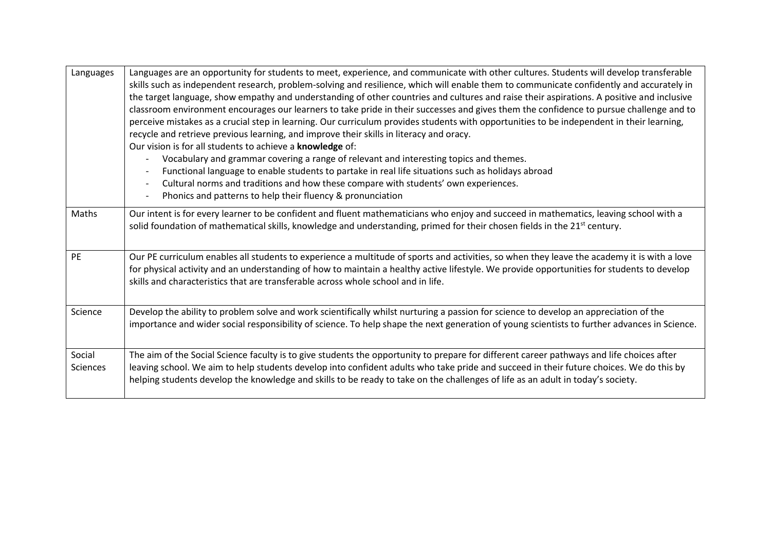| | |
|---|---|
| Languages | Languages are an opportunity for students to meet, experience, and communicate with other cultures. Students will develop transferable skills such as independent research, problem-solving and resilience, which will enable them to communicate confidently and accurately in the target language, show empathy and understanding of other countries and cultures and raise their aspirations. A positive and inclusive classroom environment encourages our learners to take pride in their successes and gives them the confidence to pursue challenge and to perceive mistakes as a crucial step in learning. Our curriculum provides students with opportunities to be independent in their learning, recycle and retrieve previous learning, and improve their skills in literacy and oracy.<br>Our vision is for all students to achieve a **knowledge** of:<br>- Vocabulary and grammar covering a range of relevant and interesting topics and themes.<br>- Functional language to enable students to partake in real life situations such as holidays abroad<br>- Cultural norms and traditions and how these compare with students' own experiences.<br>- Phonics and patterns to help their fluency & pronunciation |
| Maths | Our intent is for every learner to be confident and fluent mathematicians who enjoy and succeed in mathematics, leaving school with a solid foundation of mathematical skills, knowledge and understanding, primed for their chosen fields in the 21st century. |
| PE | Our PE curriculum enables all students to experience a multitude of sports and activities, so when they leave the academy it is with a love for physical activity and an understanding of how to maintain a healthy active lifestyle. We provide opportunities for students to develop skills and characteristics that are transferable across whole school and in life. |
| Science | Develop the ability to problem solve and work scientifically whilst nurturing a passion for science to develop an appreciation of the importance and wider social responsibility of science. To help shape the next generation of young scientists to further advances in Science. |
| Social Sciences | The aim of the Social Science faculty is to give students the opportunity to prepare for different career pathways and life choices after leaving school. We aim to help students develop into confident adults who take pride and succeed in their future choices. We do this by helping students develop the knowledge and skills to be ready to take on the challenges of life as an adult in today's society. |